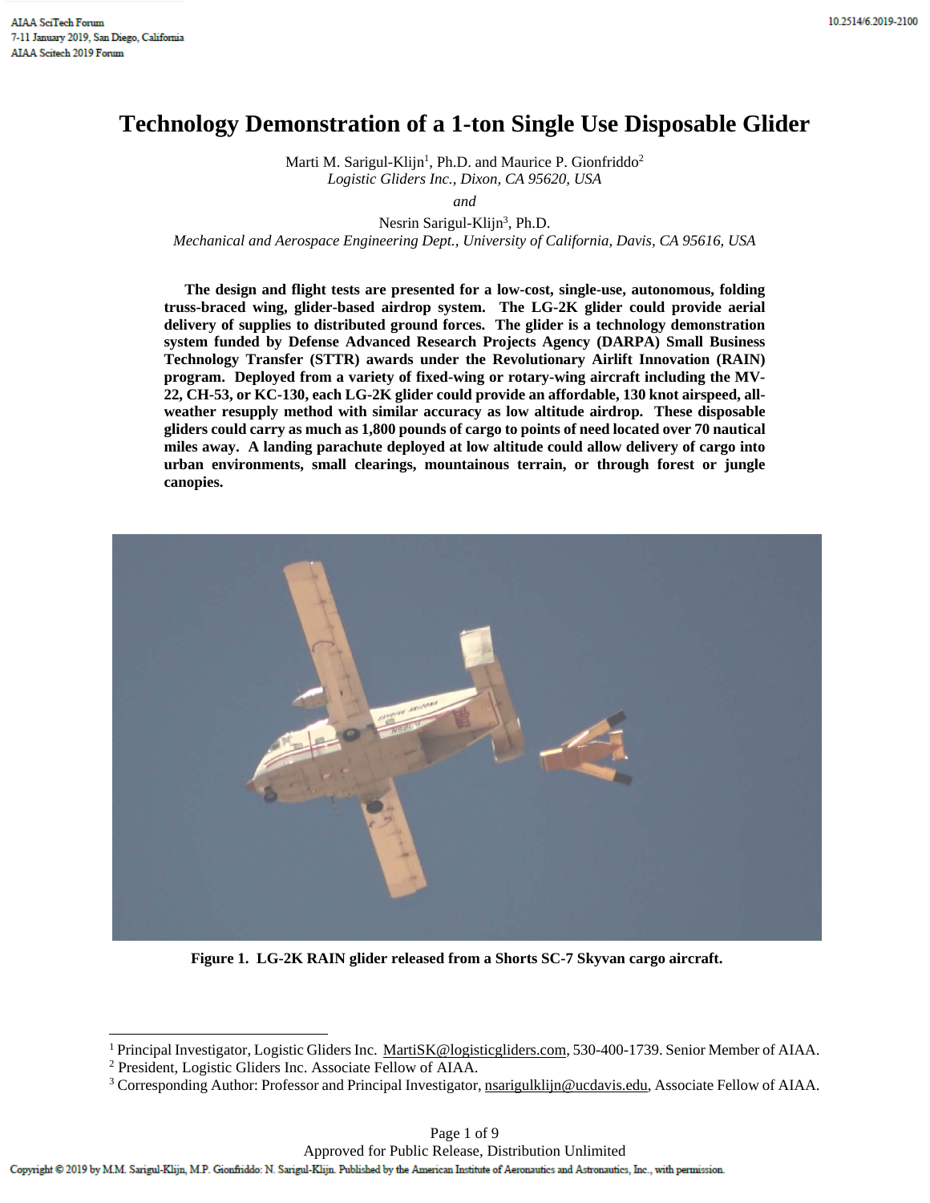# Technology Demonstration of a 1-ton Single Use Disposable Glider

Marti M. Sarigul-Klijn[1], Ph.D. and Maurice P. Gionfriddo[2]
*Logistic Gliders Inc., Dixon, CA 95620, USA*

*and*

Nesrin Sarigul-Klijn[3], Ph.D.
*Mechanical and Aerospace Engineering Dept., University of California, Davis, CA 95616, USA*

**The design and flight tests are presented for a low-cost, single-use, autonomous, folding truss-braced wing, glider-based airdrop system. The LG-2K glider could provide aerial delivery of supplies to distributed ground forces. The glider is a technology demonstration system funded by Defense Advanced Research Projects Agency (DARPA) Small Business Technology Transfer (STTR) awards under the Revolutionary Airlift Innovation (RAIN) program. Deployed from a variety of fixed-wing or rotary-wing aircraft including the MV-22, CH-53, or KC-130, each LG-2K glider could provide an affordable, 130 knot airspeed, all-weather resupply method with similar accuracy as low altitude airdrop. These disposable gliders could carry as much as 1,800 pounds of cargo to points of need located over 70 nautical miles away. A landing parachute deployed at low altitude could allow delivery of cargo into urban environments, small clearings, mountainous terrain, or through forest or jungle canopies.**

**Figure 1. LG-2K RAIN glider released from a Shorts SC-7 Skyvan cargo aircraft.**

---

[1] Principal Investigator, Logistic Gliders Inc. MartiSK@logisticgliders.com, 530-400-1739. Senior Member of AIAA.
[2] President, Logistic Gliders Inc. Associate Fellow of AIAA.
[3] Corresponding Author: Professor and Principal Investigator, nsarigulklijn@ucdavis.edu, Associate Fellow of AIAA.

Approved for Public Release, Distribution Unlimited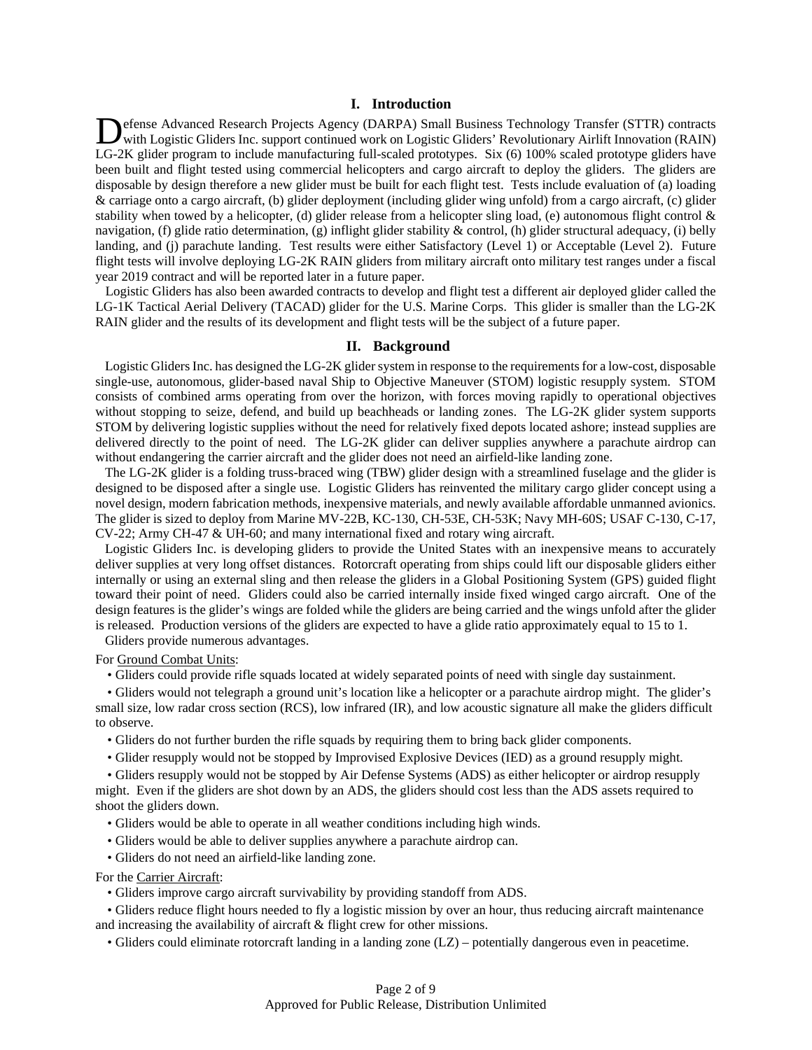## I. Introduction

Defense Advanced Research Projects Agency (DARPA) Small Business Technology Transfer (STTR) contracts with Logistic Gliders Inc. support continued work on Logistic Gliders' Revolutionary Airlift Innovation (RAIN) LG-2K glider program to include manufacturing full-scaled prototypes. Six (6) 100% scaled prototype gliders have been built and flight tested using commercial helicopters and cargo aircraft to deploy the gliders. The gliders are disposable by design therefore a new glider must be built for each flight test. Tests include evaluation of (a) loading & carriage onto a cargo aircraft, (b) glider deployment (including glider wing unfold) from a cargo aircraft, (c) glider stability when towed by a helicopter, (d) glider release from a helicopter sling load, (e) autonomous flight control & navigation, (f) glide ratio determination, (g) inflight glider stability & control, (h) glider structural adequacy, (i) belly landing, and (j) parachute landing. Test results were either Satisfactory (Level 1) or Acceptable (Level 2). Future flight tests will involve deploying LG-2K RAIN gliders from military aircraft onto military test ranges under a fiscal year 2019 contract and will be reported later in a future paper.

Logistic Gliders has also been awarded contracts to develop and flight test a different air deployed glider called the LG-1K Tactical Aerial Delivery (TACAD) glider for the U.S. Marine Corps. This glider is smaller than the LG-2K RAIN glider and the results of its development and flight tests will be the subject of a future paper.

## II. Background

Logistic Gliders Inc. has designed the LG-2K glider system in response to the requirements for a low-cost, disposable single-use, autonomous, glider-based naval Ship to Objective Maneuver (STOM) logistic resupply system. STOM consists of combined arms operating from over the horizon, with forces moving rapidly to operational objectives without stopping to seize, defend, and build up beachheads or landing zones. The LG-2K glider system supports STOM by delivering logistic supplies without the need for relatively fixed depots located ashore; instead supplies are delivered directly to the point of need. The LG-2K glider can deliver supplies anywhere a parachute airdrop can without endangering the carrier aircraft and the glider does not need an airfield-like landing zone.

The LG-2K glider is a folding truss-braced wing (TBW) glider design with a streamlined fuselage and the glider is designed to be disposed after a single use. Logistic Gliders has reinvented the military cargo glider concept using a novel design, modern fabrication methods, inexpensive materials, and newly available affordable unmanned avionics. The glider is sized to deploy from Marine MV-22B, KC-130, CH-53E, CH-53K; Navy MH-60S; USAF C-130, C-17, CV-22; Army CH-47 & UH-60; and many international fixed and rotary wing aircraft.

Logistic Gliders Inc. is developing gliders to provide the United States with an inexpensive means to accurately deliver supplies at very long offset distances. Rotorcraft operating from ships could lift our disposable gliders either internally or using an external sling and then release the gliders in a Global Positioning System (GPS) guided flight toward their point of need. Gliders could also be carried internally inside fixed winged cargo aircraft. One of the design features is the glider's wings are folded while the gliders are being carried and the wings unfold after the glider is released. Production versions of the gliders are expected to have a glide ratio approximately equal to 15 to 1.

Gliders provide numerous advantages.

For Ground Combat Units:

- Gliders could provide rifle squads located at widely separated points of need with single day sustainment.
- Gliders would not telegraph a ground unit's location like a helicopter or a parachute airdrop might. The glider's small size, low radar cross section (RCS), low infrared (IR), and low acoustic signature all make the gliders difficult to observe.
- Gliders do not further burden the rifle squads by requiring them to bring back glider components.
- Glider resupply would not be stopped by Improvised Explosive Devices (IED) as a ground resupply might.
- Gliders resupply would not be stopped by Air Defense Systems (ADS) as either helicopter or airdrop resupply might. Even if the gliders are shot down by an ADS, the gliders should cost less than the ADS assets required to shoot the gliders down.
- Gliders would be able to operate in all weather conditions including high winds.
- Gliders would be able to deliver supplies anywhere a parachute airdrop can.
- Gliders do not need an airfield-like landing zone.

For the Carrier Aircraft:

- Gliders improve cargo aircraft survivability by providing standoff from ADS.
- Gliders reduce flight hours needed to fly a logistic mission by over an hour, thus reducing aircraft maintenance and increasing the availability of aircraft & flight crew for other missions.
- Gliders could eliminate rotorcraft landing in a landing zone (LZ) – potentially dangerous even in peacetime.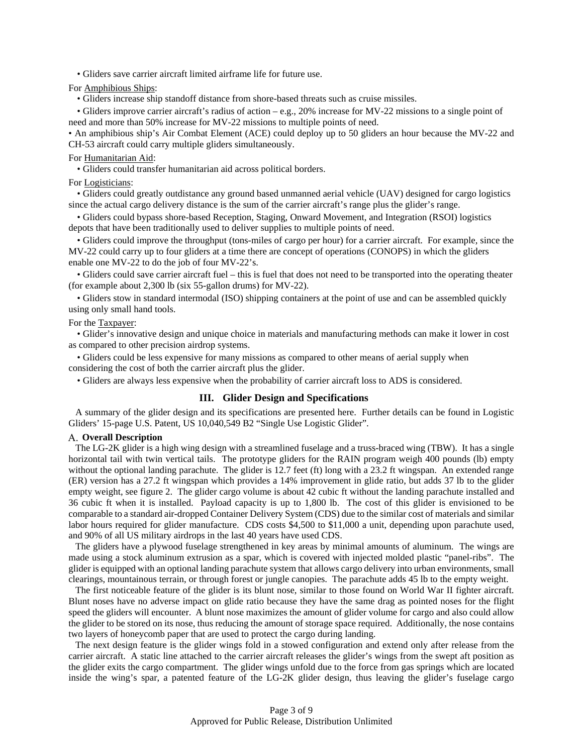- Gliders save carrier aircraft limited airframe life for future use.

For Amphibious Ships:

- Gliders increase ship standoff distance from shore-based threats such as cruise missiles.
- Gliders improve carrier aircraft's radius of action – e.g., 20% increase for MV-22 missions to a single point of need and more than 50% increase for MV-22 missions to multiple points of need.
- An amphibious ship's Air Combat Element (ACE) could deploy up to 50 gliders an hour because the MV-22 and CH-53 aircraft could carry multiple gliders simultaneously.

For Humanitarian Aid:

- Gliders could transfer humanitarian aid across political borders.

For Logisticians:

- Gliders could greatly outdistance any ground based unmanned aerial vehicle (UAV) designed for cargo logistics since the actual cargo delivery distance is the sum of the carrier aircraft's range plus the glider's range.
- Gliders could bypass shore-based Reception, Staging, Onward Movement, and Integration (RSOI) logistics depots that have been traditionally used to deliver supplies to multiple points of need.
- Gliders could improve the throughput (tons-miles of cargo per hour) for a carrier aircraft. For example, since the MV-22 could carry up to four gliders at a time there are concept of operations (CONOPS) in which the gliders enable one MV-22 to do the job of four MV-22's.
- Gliders could save carrier aircraft fuel – this is fuel that does not need to be transported into the operating theater (for example about 2,300 lb (six 55-gallon drums) for MV-22).
- Gliders stow in standard intermodal (ISO) shipping containers at the point of use and can be assembled quickly using only small hand tools.

For the Taxpayer:

- Glider's innovative design and unique choice in materials and manufacturing methods can make it lower in cost as compared to other precision airdrop systems.
- Gliders could be less expensive for many missions as compared to other means of aerial supply when considering the cost of both the carrier aircraft plus the glider.
- Gliders are always less expensive when the probability of carrier aircraft loss to ADS is considered.

## III. Glider Design and Specifications

A summary of the glider design and its specifications are presented here. Further details can be found in Logistic Gliders' 15-page U.S. Patent, US 10,040,549 B2 "Single Use Logistic Glider".

### A. Overall Description

The LG-2K glider is a high wing design with a streamlined fuselage and a truss-braced wing (TBW). It has a single horizontal tail with twin vertical tails. The prototype gliders for the RAIN program weigh 400 pounds (lb) empty without the optional landing parachute. The glider is 12.7 feet (ft) long with a 23.2 ft wingspan. An extended range (ER) version has a 27.2 ft wingspan which provides a 14% improvement in glide ratio, but adds 37 lb to the glider empty weight, see figure 2. The glider cargo volume is about 42 cubic ft without the landing parachute installed and 36 cubic ft when it is installed. Payload capacity is up to 1,800 lb. The cost of this glider is envisioned to be comparable to a standard air-dropped Container Delivery System (CDS) due to the similar cost of materials and similar labor hours required for glider manufacture. CDS costs $4,500 to $11,000 a unit, depending upon parachute used, and 90% of all US military airdrops in the last 40 years have used CDS.

The gliders have a plywood fuselage strengthened in key areas by minimal amounts of aluminum. The wings are made using a stock aluminum extrusion as a spar, which is covered with injected molded plastic "panel-ribs". The glider is equipped with an optional landing parachute system that allows cargo delivery into urban environments, small clearings, mountainous terrain, or through forest or jungle canopies. The parachute adds 45 lb to the empty weight.

The first noticeable feature of the glider is its blunt nose, similar to those found on World War II fighter aircraft. Blunt noses have no adverse impact on glide ratio because they have the same drag as pointed noses for the flight speed the gliders will encounter. A blunt nose maximizes the amount of glider volume for cargo and also could allow the glider to be stored on its nose, thus reducing the amount of storage space required. Additionally, the nose contains two layers of honeycomb paper that are used to protect the cargo during landing.

The next design feature is the glider wings fold in a stowed configuration and extend only after release from the carrier aircraft. A static line attached to the carrier aircraft releases the glider's wings from the swept aft position as the glider exits the cargo compartment. The glider wings unfold due to the force from gas springs which are located inside the wing's spar, a patented feature of the LG-2K glider design, thus leaving the glider's fuselage cargo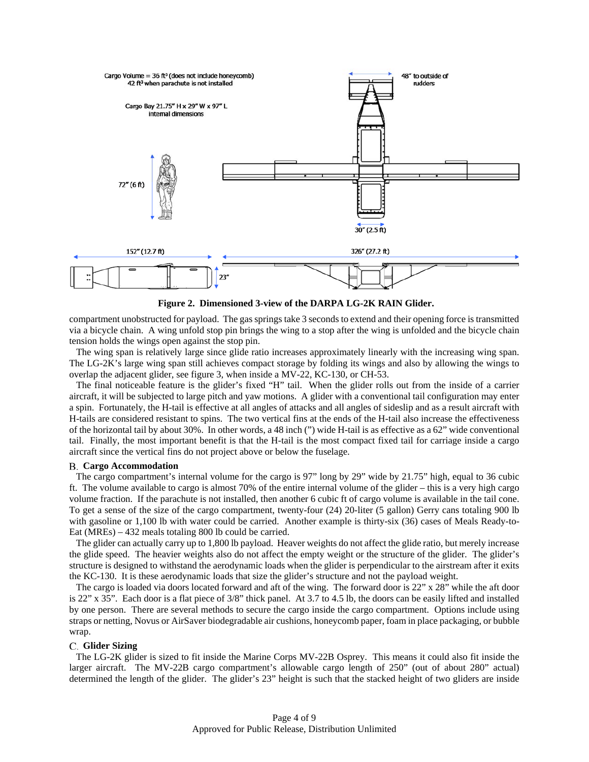Cargo Volume = 36 ft³ (does not include honeycomb)
42 ft³ when parachute is not installed

Cargo Bay 21.75" H x 29" W x 97" L
internal dimensions

72" (6 ft)

48" to outside of rudders

30" (2.5 ft)

152" (12.7 ft)

326" (27.2 ft)

23"

**Figure 2. Dimensioned 3-view of the DARPA LG-2K RAIN Glider.**

compartment unobstructed for payload. The gas springs take 3 seconds to extend and their opening force is transmitted via a bicycle chain. A wing unfold stop pin brings the wing to a stop after the wing is unfolded and the bicycle chain tension holds the wings open against the stop pin.

The wing span is relatively large since glide ratio increases approximately linearly with the increasing wing span. The LG-2K's large wing span still achieves compact storage by folding its wings and also by allowing the wings to overlap the adjacent glider, see figure 3, when inside a MV-22, KC-130, or CH-53.

The final noticeable feature is the glider's fixed "H" tail. When the glider rolls out from the inside of a carrier aircraft, it will be subjected to large pitch and yaw motions. A glider with a conventional tail configuration may enter a spin. Fortunately, the H-tail is effective at all angles of attacks and all angles of sideslip and as a result aircraft with H-tails are considered resistant to spins. The two vertical fins at the ends of the H-tail also increase the effectiveness of the horizontal tail by about 30%. In other words, a 48 inch (") wide H-tail is as effective as a 62" wide conventional tail. Finally, the most important benefit is that the H-tail is the most compact fixed tail for carriage inside a cargo aircraft since the vertical fins do not project above or below the fuselage.

## B. Cargo Accommodation

The cargo compartment's internal volume for the cargo is 97" long by 29" wide by 21.75" high, equal to 36 cubic ft. The volume available to cargo is almost 70% of the entire internal volume of the glider – this is a very high cargo volume fraction. If the parachute is not installed, then another 6 cubic ft of cargo volume is available in the tail cone. To get a sense of the size of the cargo compartment, twenty-four (24) 20-liter (5 gallon) Gerry cans totaling 900 lb with gasoline or 1,100 lb with water could be carried. Another example is thirty-six (36) cases of Meals Ready-to-Eat (MREs) – 432 meals totaling 800 lb could be carried.

The glider can actually carry up to 1,800 lb payload. Heaver weights do not affect the glide ratio, but merely increase the glide speed. The heavier weights also do not affect the empty weight or the structure of the glider. The glider's structure is designed to withstand the aerodynamic loads when the glider is perpendicular to the airstream after it exits the KC-130. It is these aerodynamic loads that size the glider's structure and not the payload weight.

The cargo is loaded via doors located forward and aft of the wing. The forward door is 22" x 28" while the aft door is 22" x 35". Each door is a flat piece of 3/8" thick panel. At 3.7 to 4.5 lb, the doors can be easily lifted and installed by one person. There are several methods to secure the cargo inside the cargo compartment. Options include using straps or netting, Novus or AirSaver biodegradable air cushions, honeycomb paper, foam in place packaging, or bubble wrap.

## C. Glider Sizing

The LG-2K glider is sized to fit inside the Marine Corps MV-22B Osprey. This means it could also fit inside the larger aircraft. The MV-22B cargo compartment's allowable cargo length of 250" (out of about 280" actual) determined the length of the glider. The glider's 23" height is such that the stacked height of two gliders are inside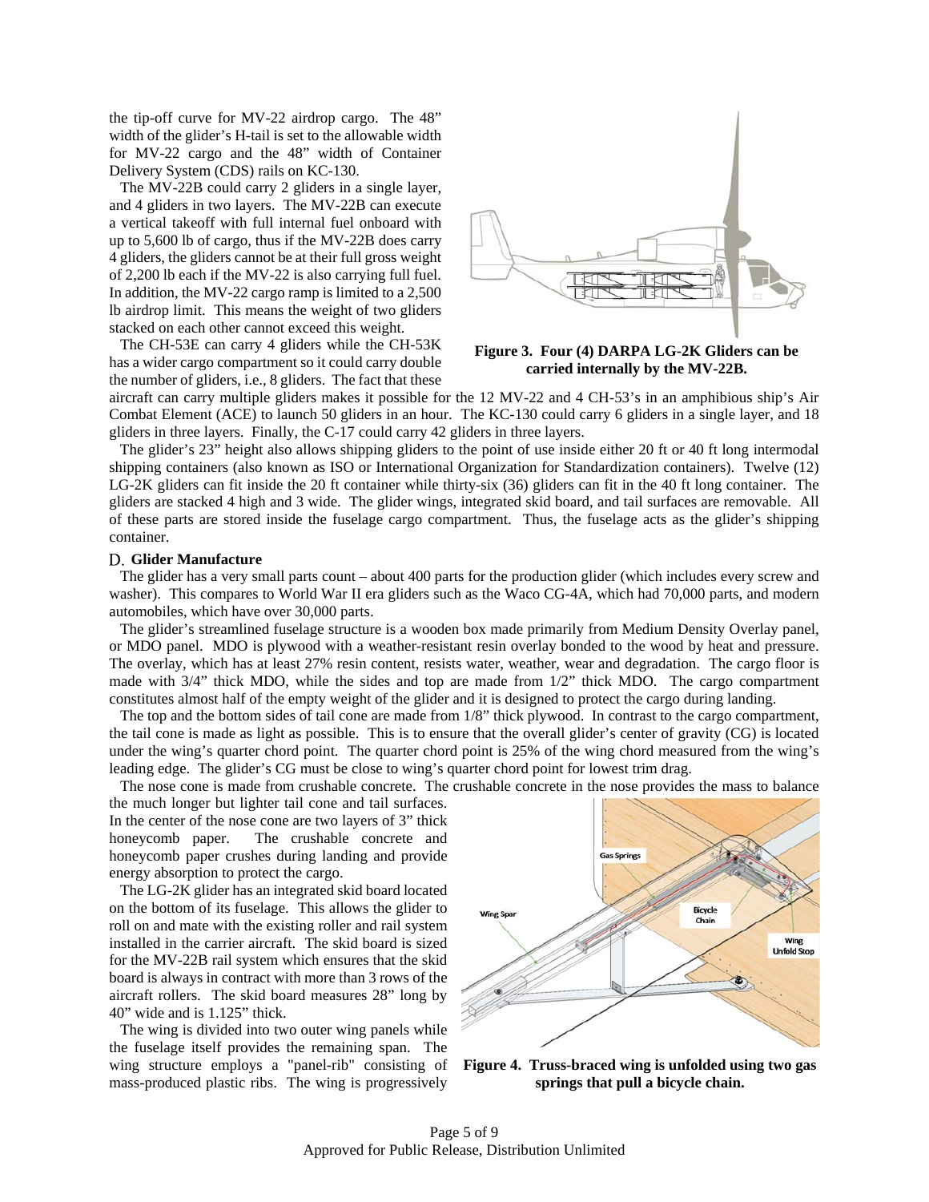the tip-off curve for MV-22 airdrop cargo. The 48" width of the glider's H-tail is set to the allowable width for MV-22 cargo and the 48" width of Container Delivery System (CDS) rails on KC-130.

The MV-22B could carry 2 gliders in a single layer, and 4 gliders in two layers. The MV-22B can execute a vertical takeoff with full internal fuel onboard with up to 5,600 lb of cargo, thus if the MV-22B does carry 4 gliders, the gliders cannot be at their full gross weight of 2,200 lb each if the MV-22 is also carrying full fuel. In addition, the MV-22 cargo ramp is limited to a 2,500 lb airdrop limit. This means the weight of two gliders stacked on each other cannot exceed this weight.

The CH-53E can carry 4 gliders while the CH-53K has a wider cargo compartment so it could carry double the number of gliders, i.e., 8 gliders. The fact that these aircraft can carry multiple gliders makes it possible for the 12 MV-22 and 4 CH-53's in an amphibious ship's Air Combat Element (ACE) to launch 50 gliders in an hour. The KC-130 could carry 6 gliders in a single layer, and 18 gliders in three layers. Finally, the C-17 could carry 42 gliders in three layers.

**Figure 3. Four (4) DARPA LG-2K Gliders can be carried internally by the MV-22B.**

The glider's 23" height also allows shipping gliders to the point of use inside either 20 ft or 40 ft long intermodal shipping containers (also known as ISO or International Organization for Standardization containers). Twelve (12) LG-2K gliders can fit inside the 20 ft container while thirty-six (36) gliders can fit in the 40 ft long container. The gliders are stacked 4 high and 3 wide. The glider wings, integrated skid board, and tail surfaces are removable. All of these parts are stored inside the fuselage cargo compartment. Thus, the fuselage acts as the glider's shipping container.

### D. Glider Manufacture

The glider has a very small parts count – about 400 parts for the production glider (which includes every screw and washer). This compares to World War II era gliders such as the Waco CG-4A, which had 70,000 parts, and modern automobiles, which have over 30,000 parts.

The glider's streamlined fuselage structure is a wooden box made primarily from Medium Density Overlay panel, or MDO panel. MDO is plywood with a weather-resistant resin overlay bonded to the wood by heat and pressure. The overlay, which has at least 27% resin content, resists water, weather, wear and degradation. The cargo floor is made with 3/4" thick MDO, while the sides and top are made from 1/2" thick MDO. The cargo compartment constitutes almost half of the empty weight of the glider and it is designed to protect the cargo during landing.

The top and the bottom sides of tail cone are made from 1/8" thick plywood. In contrast to the cargo compartment, the tail cone is made as light as possible. This is to ensure that the overall glider's center of gravity (CG) is located under the wing's quarter chord point. The quarter chord point is 25% of the wing chord measured from the wing's leading edge. The glider's CG must be close to wing's quarter chord point for lowest trim drag.

The nose cone is made from crushable concrete. The crushable concrete in the nose provides the mass to balance the much longer but lighter tail cone and tail surfaces. In the center of the nose cone are two layers of 3" thick honeycomb paper. The crushable concrete and honeycomb paper crushes during landing and provide energy absorption to protect the cargo.

The LG-2K glider has an integrated skid board located on the bottom of its fuselage. This allows the glider to roll on and mate with the existing roller and rail system installed in the carrier aircraft. The skid board is sized for the MV-22B rail system which ensures that the skid board is always in contract with more than 3 rows of the aircraft rollers. The skid board measures 28" long by 40" wide and is 1.125" thick.

The wing is divided into two outer wing panels while the fuselage itself provides the remaining span. The wing structure employs a "panel-rib" consisting of mass-produced plastic ribs. The wing is progressively

**Figure 4. Truss-braced wing is unfolded using two gas springs that pull a bicycle chain.**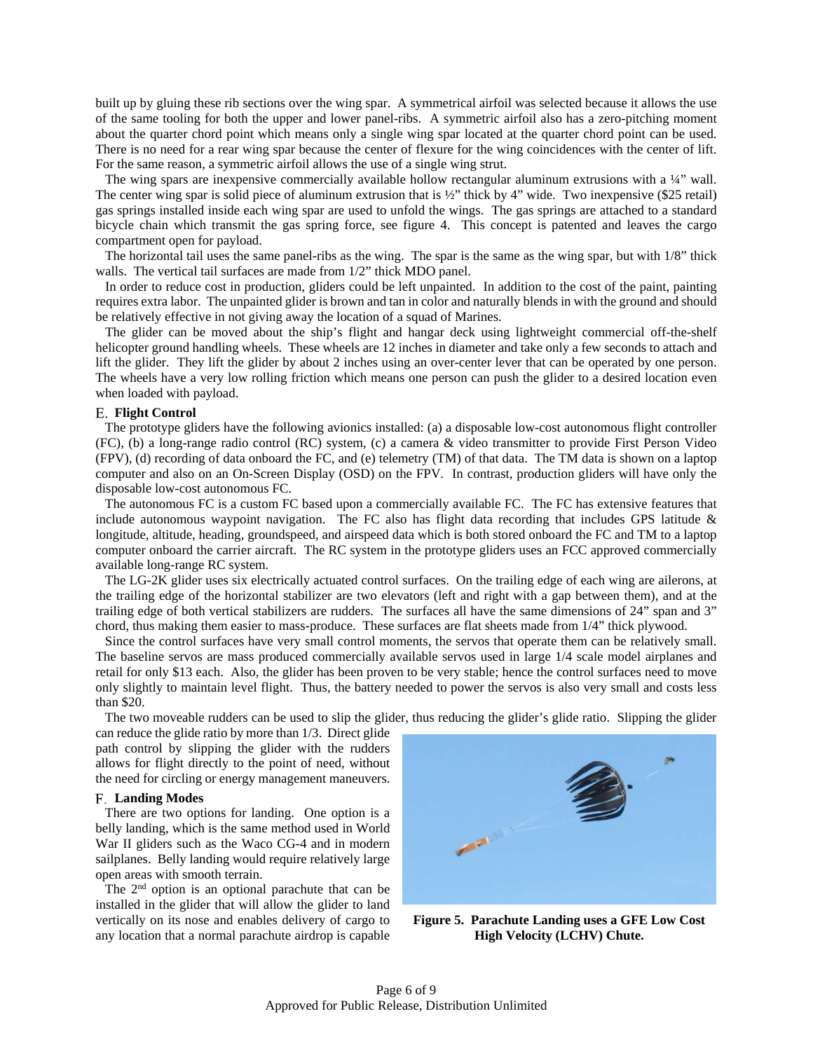built up by gluing these rib sections over the wing spar. A symmetrical airfoil was selected because it allows the use of the same tooling for both the upper and lower panel-ribs. A symmetric airfoil also has a zero-pitching moment about the quarter chord point which means only a single wing spar located at the quarter chord point can be used. There is no need for a rear wing spar because the center of flexure for the wing coincidences with the center of lift. For the same reason, a symmetric airfoil allows the use of a single wing strut.

The wing spars are inexpensive commercially available hollow rectangular aluminum extrusions with a ¼" wall. The center wing spar is solid piece of aluminum extrusion that is ½" thick by 4" wide. Two inexpensive ($25 retail) gas springs installed inside each wing spar are used to unfold the wings. The gas springs are attached to a standard bicycle chain which transmit the gas spring force, see figure 4. This concept is patented and leaves the cargo compartment open for payload.

The horizontal tail uses the same panel-ribs as the wing. The spar is the same as the wing spar, but with 1/8" thick walls. The vertical tail surfaces are made from 1/2" thick MDO panel.

In order to reduce cost in production, gliders could be left unpainted. In addition to the cost of the paint, painting requires extra labor. The unpainted glider is brown and tan in color and naturally blends in with the ground and should be relatively effective in not giving away the location of a squad of Marines.

The glider can be moved about the ship's flight and hangar deck using lightweight commercial off-the-shelf helicopter ground handling wheels. These wheels are 12 inches in diameter and take only a few seconds to attach and lift the glider. They lift the glider by about 2 inches using an over-center lever that can be operated by one person. The wheels have a very low rolling friction which means one person can push the glider to a desired location even when loaded with payload.

### E. Flight Control

The prototype gliders have the following avionics installed: (a) a disposable low-cost autonomous flight controller (FC), (b) a long-range radio control (RC) system, (c) a camera & video transmitter to provide First Person Video (FPV), (d) recording of data onboard the FC, and (e) telemetry (TM) of that data. The TM data is shown on a laptop computer and also on an On-Screen Display (OSD) on the FPV. In contrast, production gliders will have only the disposable low-cost autonomous FC.

The autonomous FC is a custom FC based upon a commercially available FC. The FC has extensive features that include autonomous waypoint navigation. The FC also has flight data recording that includes GPS latitude & longitude, altitude, heading, groundspeed, and airspeed data which is both stored onboard the FC and TM to a laptop computer onboard the carrier aircraft. The RC system in the prototype gliders uses an FCC approved commercially available long-range RC system.

The LG-2K glider uses six electrically actuated control surfaces. On the trailing edge of each wing are ailerons, at the trailing edge of the horizontal stabilizer are two elevators (left and right with a gap between them), and at the trailing edge of both vertical stabilizers are rudders. The surfaces all have the same dimensions of 24" span and 3" chord, thus making them easier to mass-produce. These surfaces are flat sheets made from 1/4" thick plywood.

Since the control surfaces have very small control moments, the servos that operate them can be relatively small. The baseline servos are mass produced commercially available servos used in large 1/4 scale model airplanes and retail for only $13 each. Also, the glider has been proven to be very stable; hence the control surfaces need to move only slightly to maintain level flight. Thus, the battery needed to power the servos is also very small and costs less than $20.

The two moveable rudders can be used to slip the glider, thus reducing the glider's glide ratio. Slipping the glider can reduce the glide ratio by more than 1/3. Direct glide path control by slipping the glider with the rudders allows for flight directly to the point of need, without the need for circling or energy management maneuvers.

### F. Landing Modes

There are two options for landing. One option is a belly landing, which is the same method used in World War II gliders such as the Waco CG-4 and in modern sailplanes. Belly landing would require relatively large open areas with smooth terrain.

The 2nd option is an optional parachute that can be installed in the glider that will allow the glider to land vertically on its nose and enables delivery of cargo to any location that a normal parachute airdrop is capable

**Figure 5. Parachute Landing uses a GFE Low Cost High Velocity (LCHV) Chute.**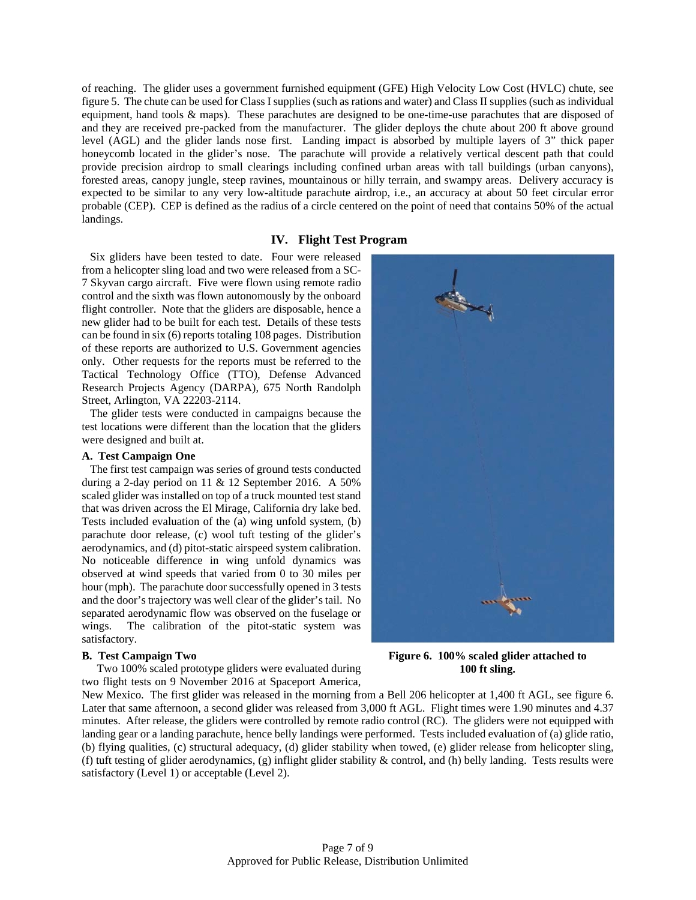of reaching. The glider uses a government furnished equipment (GFE) High Velocity Low Cost (HVLC) chute, see figure 5. The chute can be used for Class I supplies (such as rations and water) and Class II supplies (such as individual equipment, hand tools & maps). These parachutes are designed to be one-time-use parachutes that are disposed of and they are received pre-packed from the manufacturer. The glider deploys the chute about 200 ft above ground level (AGL) and the glider lands nose first. Landing impact is absorbed by multiple layers of 3" thick paper honeycomb located in the glider's nose. The parachute will provide a relatively vertical descent path that could provide precision airdrop to small clearings including confined urban areas with tall buildings (urban canyons), forested areas, canopy jungle, steep ravines, mountainous or hilly terrain, and swampy areas. Delivery accuracy is expected to be similar to any very low-altitude parachute airdrop, i.e., an accuracy at about 50 feet circular error probable (CEP). CEP is defined as the radius of a circle centered on the point of need that contains 50% of the actual landings.

## IV. Flight Test Program

Six gliders have been tested to date. Four were released from a helicopter sling load and two were released from a SC-7 Skyvan cargo aircraft. Five were flown using remote radio control and the sixth was flown autonomously by the onboard flight controller. Note that the gliders are disposable, hence a new glider had to be built for each test. Details of these tests can be found in six (6) reports totaling 108 pages. Distribution of these reports are authorized to U.S. Government agencies only. Other requests for the reports must be referred to the Tactical Technology Office (TTO), Defense Advanced Research Projects Agency (DARPA), 675 North Randolph Street, Arlington, VA 22203-2114.

The glider tests were conducted in campaigns because the test locations were different than the location that the gliders were designed and built at.

### A. Test Campaign One

The first test campaign was series of ground tests conducted during a 2-day period on 11 & 12 September 2016. A 50% scaled glider was installed on top of a truck mounted test stand that was driven across the El Mirage, California dry lake bed. Tests included evaluation of the (a) wing unfold system, (b) parachute door release, (c) wool tuft testing of the glider's aerodynamics, and (d) pitot-static airspeed system calibration. No noticeable difference in wing unfold dynamics was observed at wind speeds that varied from 0 to 30 miles per hour (mph). The parachute door successfully opened in 3 tests and the door's trajectory was well clear of the glider's tail. No separated aerodynamic flow was observed on the fuselage or wings. The calibration of the pitot-static system was satisfactory.

**Figure 6. 100% scaled glider attached to 100 ft sling.**

### B. Test Campaign Two

Two 100% scaled prototype gliders were evaluated during two flight tests on 9 November 2016 at Spaceport America, New Mexico. The first glider was released in the morning from a Bell 206 helicopter at 1,400 ft AGL, see figure 6. Later that same afternoon, a second glider was released from 3,000 ft AGL. Flight times were 1.90 minutes and 4.37 minutes. After release, the gliders were controlled by remote radio control (RC). The gliders were not equipped with landing gear or a landing parachute, hence belly landings were performed. Tests included evaluation of (a) glide ratio, (b) flying qualities, (c) structural adequacy, (d) glider stability when towed, (e) glider release from helicopter sling, (f) tuft testing of glider aerodynamics, (g) inflight glider stability & control, and (h) belly landing. Tests results were satisfactory (Level 1) or acceptable (Level 2).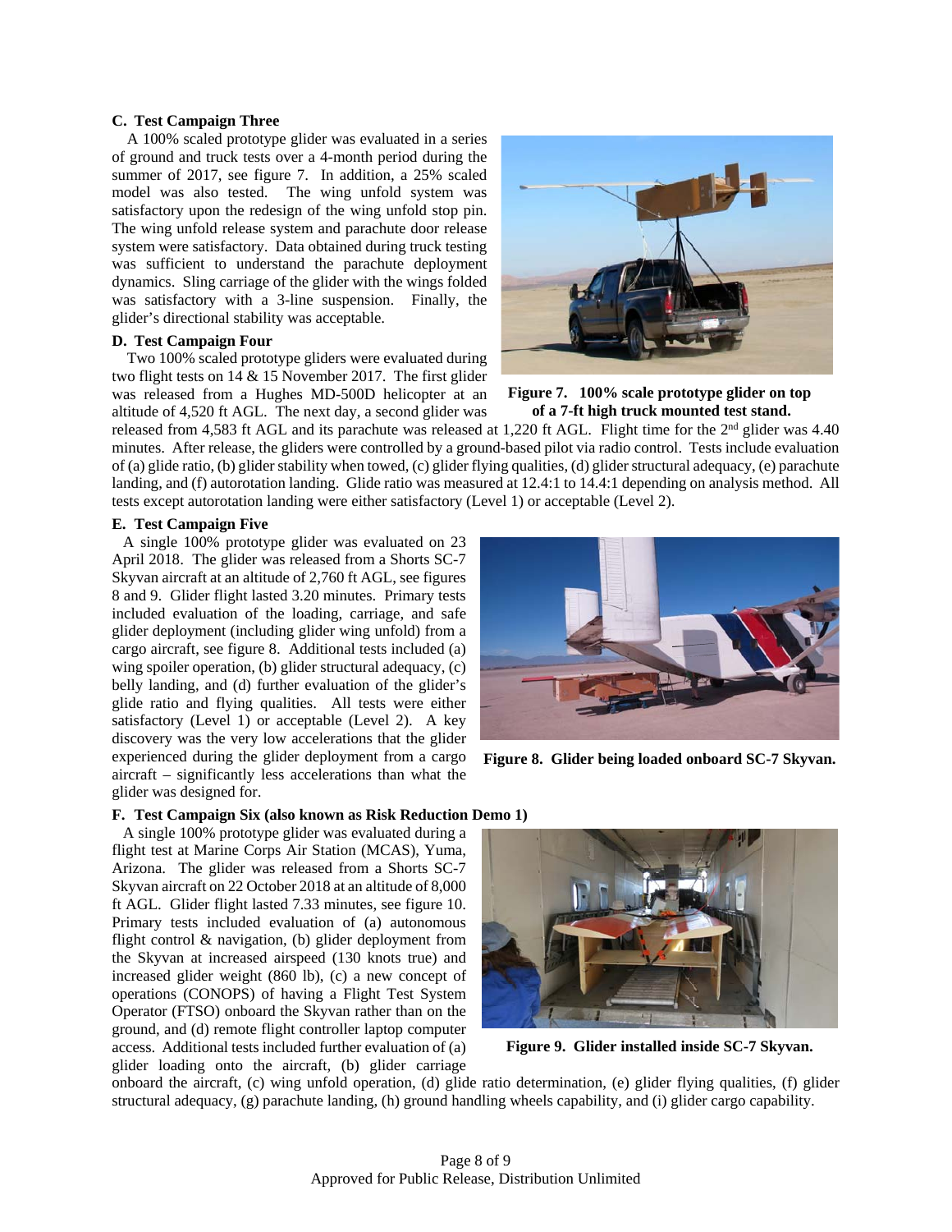### C. Test Campaign Three

A 100% scaled prototype glider was evaluated in a series of ground and truck tests over a 4-month period during the summer of 2017, see figure 7. In addition, a 25% scaled model was also tested. The wing unfold system was satisfactory upon the redesign of the wing unfold stop pin. The wing unfold release system and parachute door release system were satisfactory. Data obtained during truck testing was sufficient to understand the parachute deployment dynamics. Sling carriage of the glider with the wings folded was satisfactory with a 3-line suspension. Finally, the glider's directional stability was acceptable.

**Figure 7. 100% scale prototype glider on top of a 7-ft high truck mounted test stand.**

### D. Test Campaign Four

Two 100% scaled prototype gliders were evaluated during two flight tests on 14 & 15 November 2017. The first glider was released from a Hughes MD-500D helicopter at an altitude of 4,520 ft AGL. The next day, a second glider was released from 4,583 ft AGL and its parachute was released at 1,220 ft AGL. Flight time for the 2nd glider was 4.40 minutes. After release, the gliders were controlled by a ground-based pilot via radio control. Tests include evaluation of (a) glide ratio, (b) glider stability when towed, (c) glider flying qualities, (d) glider structural adequacy, (e) parachute landing, and (f) autorotation landing. Glide ratio was measured at 12.4:1 to 14.4:1 depending on analysis method. All tests except autorotation landing were either satisfactory (Level 1) or acceptable (Level 2).

### E. Test Campaign Five

A single 100% prototype glider was evaluated on 23 April 2018. The glider was released from a Shorts SC-7 Skyvan aircraft at an altitude of 2,760 ft AGL, see figures 8 and 9. Glider flight lasted 3.20 minutes. Primary tests included evaluation of the loading, carriage, and safe glider deployment (including glider wing unfold) from a cargo aircraft, see figure 8. Additional tests included (a) wing spoiler operation, (b) glider structural adequacy, (c) belly landing, and (d) further evaluation of the glider's glide ratio and flying qualities. All tests were either satisfactory (Level 1) or acceptable (Level 2). A key discovery was the very low accelerations that the glider experienced during the glider deployment from a cargo aircraft – significantly less accelerations than what the glider was designed for.

**Figure 8. Glider being loaded onboard SC-7 Skyvan.**

### F. Test Campaign Six (also known as Risk Reduction Demo 1)

A single 100% prototype glider was evaluated during a flight test at Marine Corps Air Station (MCAS), Yuma, Arizona. The glider was released from a Shorts SC-7 Skyvan aircraft on 22 October 2018 at an altitude of 8,000 ft AGL. Glider flight lasted 7.33 minutes, see figure 10. Primary tests included evaluation of (a) autonomous flight control & navigation, (b) glider deployment from the Skyvan at increased airspeed (130 knots true) and increased glider weight (860 lb), (c) a new concept of operations (CONOPS) of having a Flight Test System Operator (FTSO) onboard the Skyvan rather than on the ground, and (d) remote flight controller laptop computer access. Additional tests included further evaluation of (a) glider loading onto the aircraft, (b) glider carriage onboard the aircraft, (c) wing unfold operation, (d) glide ratio determination, (e) glider flying qualities, (f) glider structural adequacy, (g) parachute landing, (h) ground handling wheels capability, and (i) glider cargo capability.

**Figure 9. Glider installed inside SC-7 Skyvan.**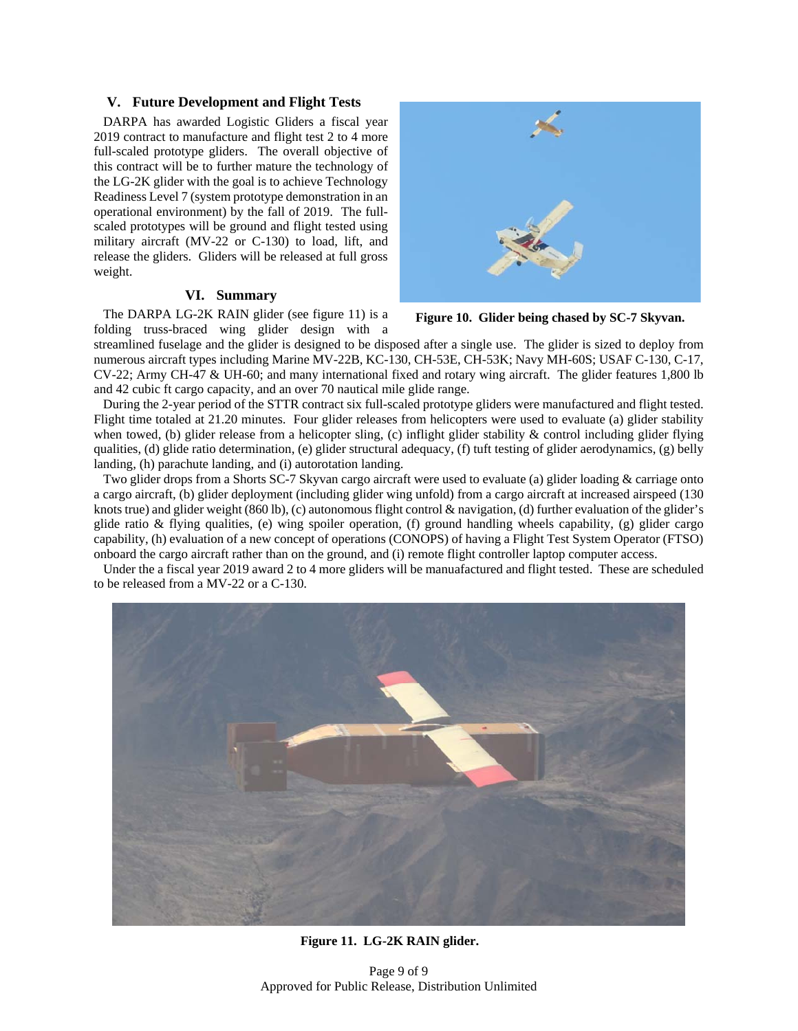## V. Future Development and Flight Tests

DARPA has awarded Logistic Gliders a fiscal year 2019 contract to manufacture and flight test 2 to 4 more full-scaled prototype gliders. The overall objective of this contract will be to further mature the technology of the LG-2K glider with the goal is to achieve Technology Readiness Level 7 (system prototype demonstration in an operational environment) by the fall of 2019. The full-scaled prototypes will be ground and flight tested using military aircraft (MV-22 or C-130) to load, lift, and release the gliders. Gliders will be released at full gross weight.

**Figure 10. Glider being chased by SC-7 Skyvan.**

## VI. Summary

The DARPA LG-2K RAIN glider (see figure 11) is a folding truss-braced wing glider design with a streamlined fuselage and the glider is designed to be disposed after a single use. The glider is sized to deploy from numerous aircraft types including Marine MV-22B, KC-130, CH-53E, CH-53K; Navy MH-60S; USAF C-130, C-17, CV-22; Army CH-47 & UH-60; and many international fixed and rotary wing aircraft. The glider features 1,800 lb and 42 cubic ft cargo capacity, and an over 70 nautical mile glide range.

During the 2-year period of the STTR contract six full-scaled prototype gliders were manufactured and flight tested. Flight time totaled at 21.20 minutes. Four glider releases from helicopters were used to evaluate (a) glider stability when towed, (b) glider release from a helicopter sling, (c) inflight glider stability & control including glider flying qualities, (d) glide ratio determination, (e) glider structural adequacy, (f) tuft testing of glider aerodynamics, (g) belly landing, (h) parachute landing, and (i) autorotation landing.

Two glider drops from a Shorts SC-7 Skyvan cargo aircraft were used to evaluate (a) glider loading & carriage onto a cargo aircraft, (b) glider deployment (including glider wing unfold) from a cargo aircraft at increased airspeed (130 knots true) and glider weight (860 lb), (c) autonomous flight control & navigation, (d) further evaluation of the glider's glide ratio & flying qualities, (e) wing spoiler operation, (f) ground handling wheels capability, (g) glider cargo capability, (h) evaluation of a new concept of operations (CONOPS) of having a Flight Test System Operator (FTSO) onboard the cargo aircraft rather than on the ground, and (i) remote flight controller laptop computer access.

Under the a fiscal year 2019 award 2 to 4 more gliders will be manuafactured and flight tested. These are scheduled to be released from a MV-22 or a C-130.

**Figure 11. LG-2K RAIN glider.**

Approved for Public Release, Distribution Unlimited